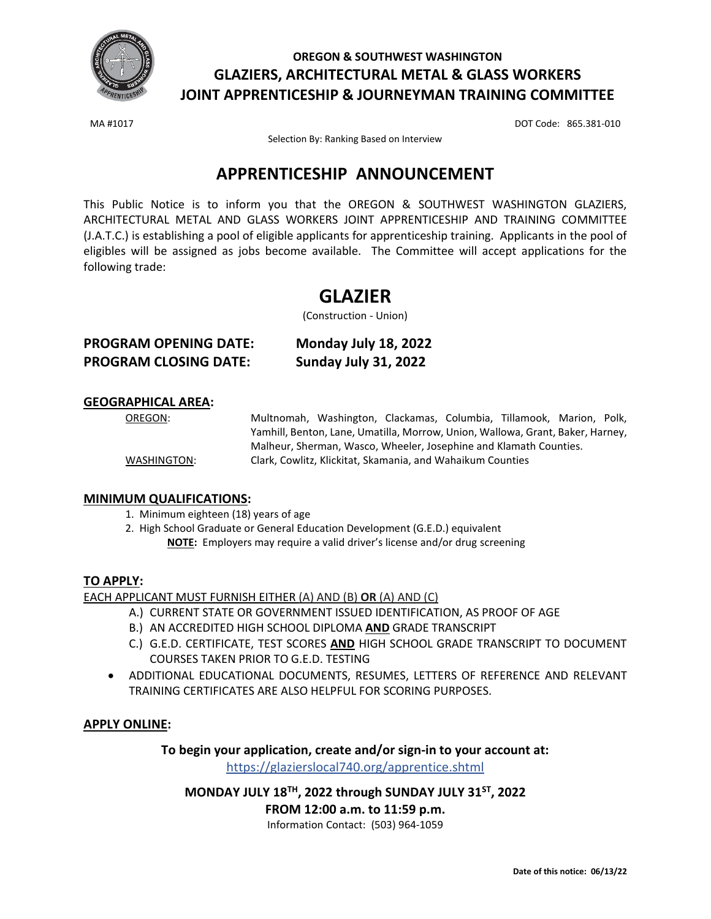# OREGON & SOUTHWEST WASHINGTON GLAZIERS, ARCHITECTURAL METAL & GLASS WORKERS JOINT APPRENTICESHIP & JOURNEYMAN TRAINING COMMITTEE

MA #1017

DOT Code: 865.381-010

Selection By: Ranking Based on Interview

## APPRENTICESHIP ANNOUNCEMENT

This Public Notice is to inform you that the OREGON & SOUTHWEST WASHINGTON GLAZIERS, ARCHITECTURAL METAL AND GLASS WORKERS JOINT APPRENTICESHIP AND TRAINING COMMITTEE (J.A.T.C.) is establishing a pool of eligible applicants for apprenticeship training. Applicants in the pool of eligibles will be assigned as jobs become available. The Committee will accept applications for the following trade:

## GLAZIER

(Construction - Union)

**PROGRAM OPENING DATE: Monday July 18, 2022**
**PROGRAM CLOSING DATE: Sunday July 31, 2022**

### GEOGRAPHICAL AREA:

OREGON: Multnomah, Washington, Clackamas, Columbia, Tillamook, Marion, Polk, Yamhill, Benton, Lane, Umatilla, Morrow, Union, Wallowa, Grant, Baker, Harney, Malheur, Sherman, Wasco, Wheeler, Josephine and Klamath Counties.

WASHINGTON: Clark, Cowlitz, Klickitat, Skamania, and Wahaikum Counties

### MINIMUM QUALIFICATIONS:

1. Minimum eighteen (18) years of age
2. High School Graduate or General Education Development (G.E.D.) equivalent
   **NOTE:** Employers may require a valid driver's license and/or drug screening

### TO APPLY:

EACH APPLICANT MUST FURNISH EITHER (A) AND (B) **OR** (A) AND (C)

A.) CURRENT STATE OR GOVERNMENT ISSUED IDENTIFICATION, AS PROOF OF AGE

B.) AN ACCREDITED HIGH SCHOOL DIPLOMA **AND** GRADE TRANSCRIPT

C.) G.E.D. CERTIFICATE, TEST SCORES **AND** HIGH SCHOOL GRADE TRANSCRIPT TO DOCUMENT COURSES TAKEN PRIOR TO G.E.D. TESTING

- ADDITIONAL EDUCATIONAL DOCUMENTS, RESUMES, LETTERS OF REFERENCE AND RELEVANT TRAINING CERTIFICATES ARE ALSO HELPFUL FOR SCORING PURPOSES.

### APPLY ONLINE:

**To begin your application, create and/or sign-in to your account at:**

https://glazierslocal740.org/apprentice.shtml

**MONDAY JULY 18TH, 2022 through SUNDAY JULY 31ST, 2022**

**FROM 12:00 a.m. to 11:59 p.m.**

Information Contact: (503) 964-1059

**Date of this notice: 06/13/22**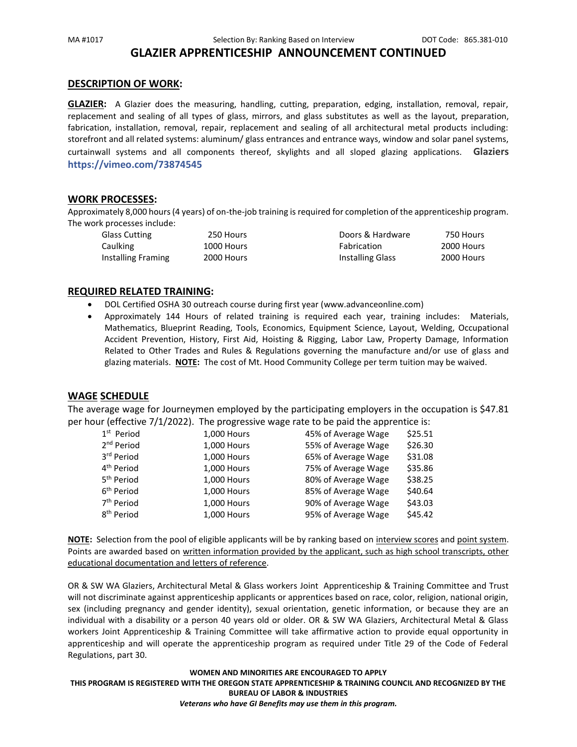MA #1017 Selection By: Ranking Based on Interview DOT Code: 865.381-010

# GLAZIER APPRENTICESHIP ANNOUNCEMENT CONTINUED

## DESCRIPTION OF WORK:

**GLAZIER:** A Glazier does the measuring, handling, cutting, preparation, edging, installation, removal, repair, replacement and sealing of all types of glass, mirrors, and glass substitutes as well as the layout, preparation, fabrication, installation, removal, repair, replacement and sealing of all architectural metal products including: storefront and all related systems: aluminum/ glass entrances and entrance ways, window and solar panel systems, curtainwall systems and all components thereof, skylights and all sloped glazing applications. **Glaziers https://vimeo.com/73874545**

## WORK PROCESSES:

Approximately 8,000 hours (4 years) of on-the-job training is required for completion of the apprenticeship program. The work processes include:

| | | | |
|---|---|---|---|
| Glass Cutting | 250 Hours | Doors & Hardware | 750 Hours |
| Caulking | 1000 Hours | Fabrication | 2000 Hours |
| Installing Framing | 2000 Hours | Installing Glass | 2000 Hours |

## REQUIRED RELATED TRAINING:

- DOL Certified OSHA 30 outreach course during first year (www.advanceonline.com)
- Approximately 144 Hours of related training is required each year, training includes: Materials, Mathematics, Blueprint Reading, Tools, Economics, Equipment Science, Layout, Welding, Occupational Accident Prevention, History, First Aid, Hoisting & Rigging, Labor Law, Property Damage, Information Related to Other Trades and Rules & Regulations governing the manufacture and/or use of glass and glazing materials. **NOTE:** The cost of Mt. Hood Community College per term tuition may be waived.

## WAGE SCHEDULE

The average wage for Journeymen employed by the participating employers in the occupation is $47.81 per hour (effective 7/1/2022). The progressive wage rate to be paid the apprentice is:

| | | | |
|---|---|---|---|
| 1st Period | 1,000 Hours | 45% of Average Wage | $25.51 |
| 2nd Period | 1,000 Hours | 55% of Average Wage | $26.30 |
| 3rd Period | 1,000 Hours | 65% of Average Wage | $31.08 |
| 4th Period | 1,000 Hours | 75% of Average Wage | $35.86 |
| 5th Period | 1,000 Hours | 80% of Average Wage | $38.25 |
| 6th Period | 1,000 Hours | 85% of Average Wage | $40.64 |
| 7th Period | 1,000 Hours | 90% of Average Wage | $43.03 |
| 8th Period | 1,000 Hours | 95% of Average Wage | $45.42 |

**NOTE:** Selection from the pool of eligible applicants will be by ranking based on interview scores and point system. Points are awarded based on written information provided by the applicant, such as high school transcripts, other educational documentation and letters of reference.

OR & SW WA Glaziers, Architectural Metal & Glass workers Joint Apprenticeship & Training Committee and Trust will not discriminate against apprenticeship applicants or apprentices based on race, color, religion, national origin, sex (including pregnancy and gender identity), sexual orientation, genetic information, or because they are an individual with a disability or a person 40 years old or older. OR & SW WA Glaziers, Architectural Metal & Glass workers Joint Apprenticeship & Training Committee will take affirmative action to provide equal opportunity in apprenticeship and will operate the apprenticeship program as required under Title 29 of the Code of Federal Regulations, part 30.

**WOMEN AND MINORITIES ARE ENCOURAGED TO APPLY**

**THIS PROGRAM IS REGISTERED WITH THE OREGON STATE APPRENTICESHIP & TRAINING COUNCIL AND RECOGNIZED BY THE BUREAU OF LABOR & INDUSTRIES**

***Veterans who have GI Benefits may use them in this program.***